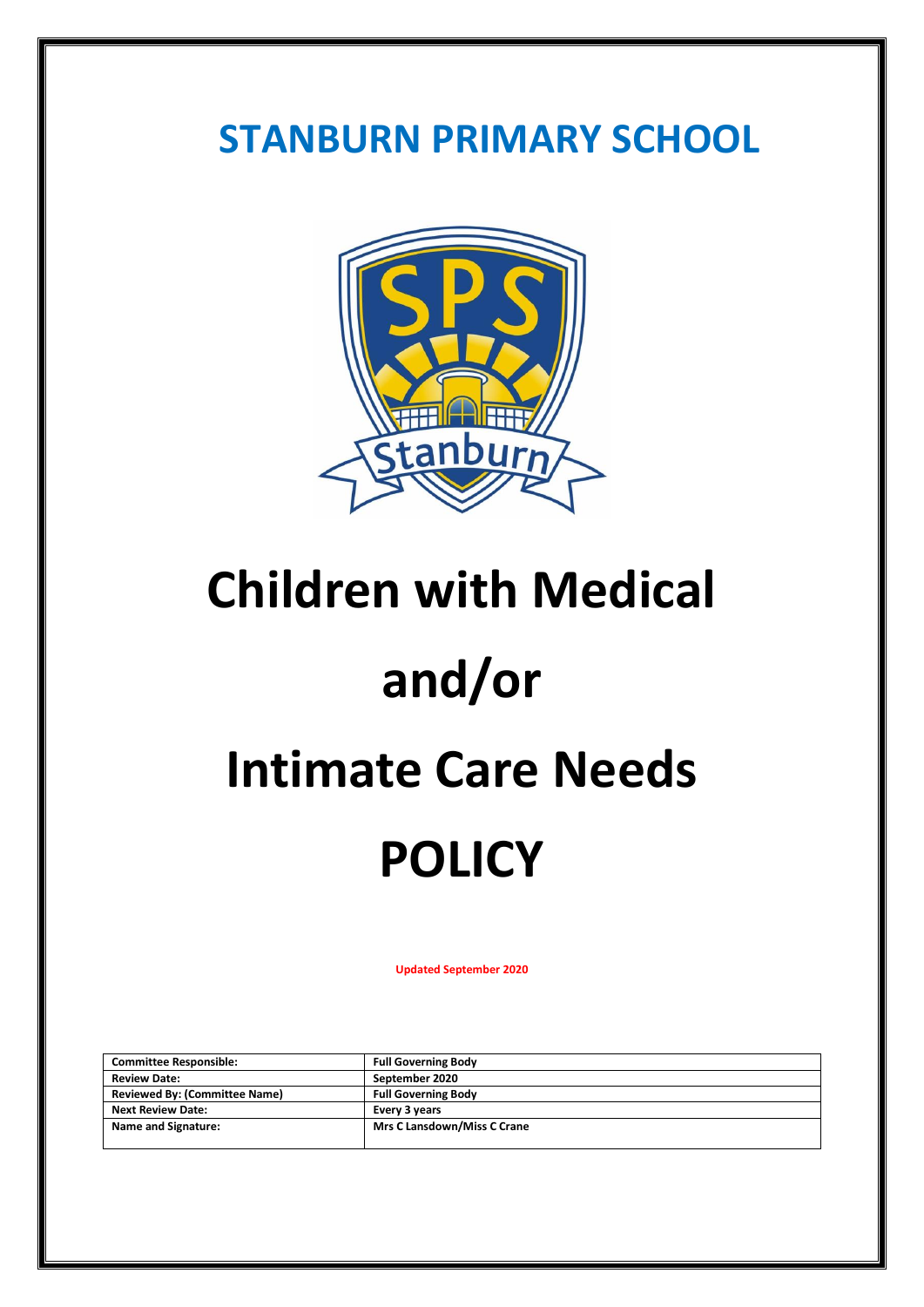# STANBURN PRIMARY SCHOOL

# Children with Medical and/or Intimate Care Needs POLICY

**Updated September 2020**

| Committee Responsible: | Full Governing Body |
|---|---|
| Review Date: | September 2020 |
| Reviewed By: (Committee Name) | Full Governing Body |
| Next Review Date: | Every 3 years |
| Name and Signature: | Mrs C Lansdown/Miss C Crane |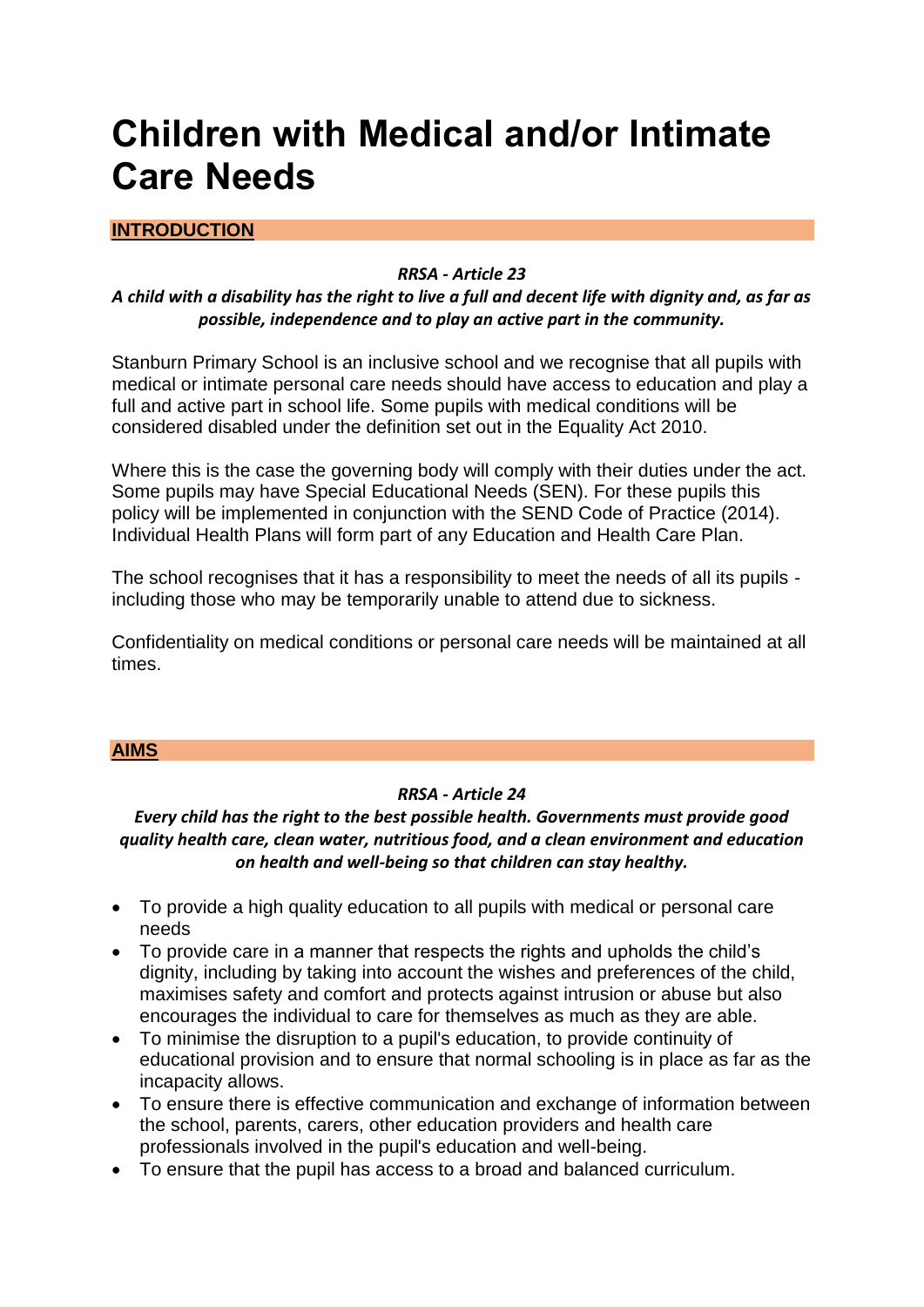# Children with Medical and/or Intimate Care Needs

## INTRODUCTION

***RRSA - Article 23***

***A child with a disability has the right to live a full and decent life with dignity and, as far as possible, independence and to play an active part in the community.***

Stanburn Primary School is an inclusive school and we recognise that all pupils with medical or intimate personal care needs should have access to education and play a full and active part in school life. Some pupils with medical conditions will be considered disabled under the definition set out in the Equality Act 2010.

Where this is the case the governing body will comply with their duties under the act. Some pupils may have Special Educational Needs (SEN). For these pupils this policy will be implemented in conjunction with the SEND Code of Practice (2014). Individual Health Plans will form part of any Education and Health Care Plan.

The school recognises that it has a responsibility to meet the needs of all its pupils - including those who may be temporarily unable to attend due to sickness.

Confidentiality on medical conditions or personal care needs will be maintained at all times.

## AIMS

***RRSA - Article 24***

***Every child has the right to the best possible health. Governments must provide good quality health care, clean water, nutritious food, and a clean environment and education on health and well-being so that children can stay healthy.***

- To provide a high quality education to all pupils with medical or personal care needs
- To provide care in a manner that respects the rights and upholds the child's dignity, including by taking into account the wishes and preferences of the child, maximises safety and comfort and protects against intrusion or abuse but also encourages the individual to care for themselves as much as they are able.
- To minimise the disruption to a pupil's education, to provide continuity of educational provision and to ensure that normal schooling is in place as far as the incapacity allows.
- To ensure there is effective communication and exchange of information between the school, parents, carers, other education providers and health care professionals involved in the pupil's education and well-being.
- To ensure that the pupil has access to a broad and balanced curriculum.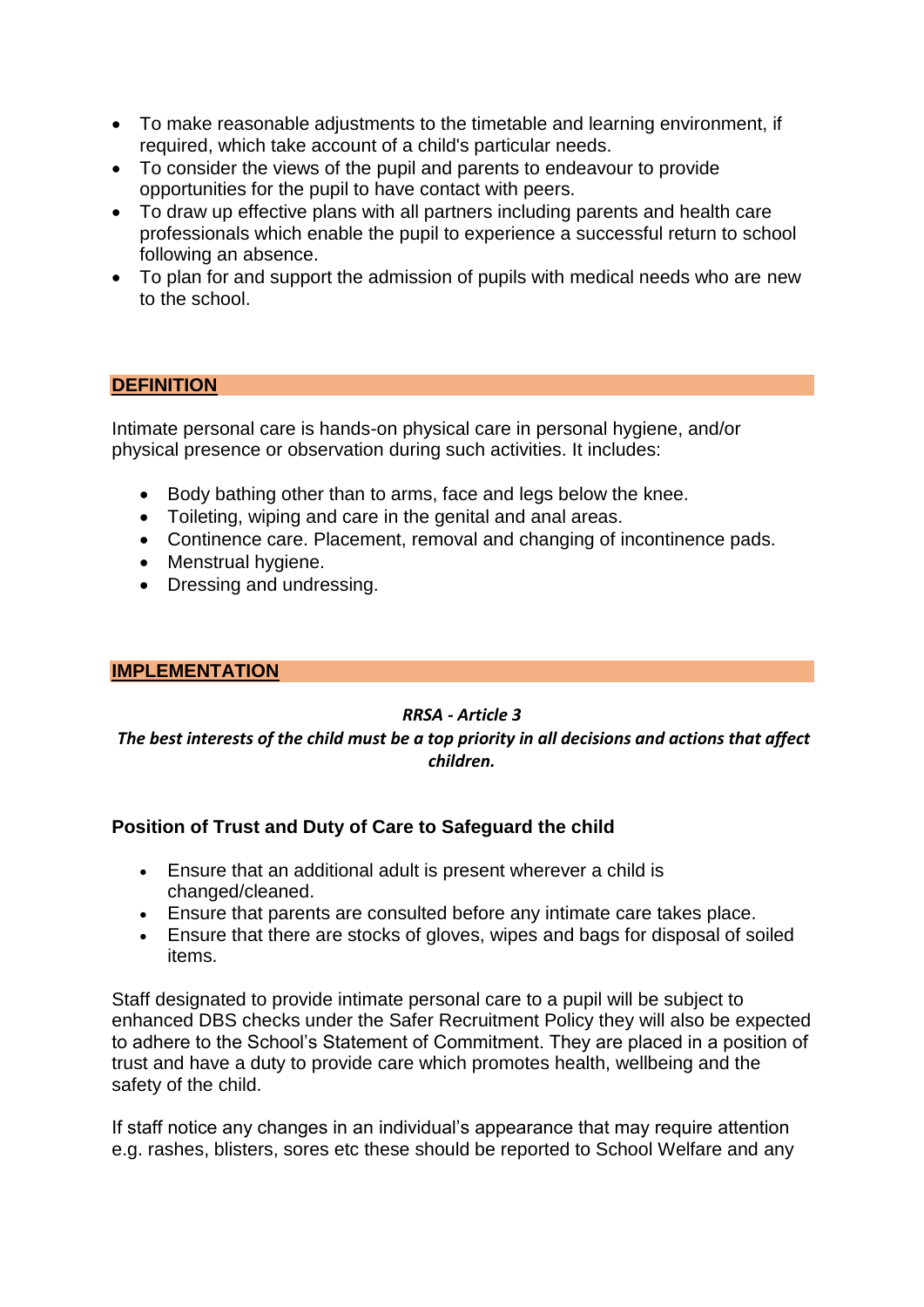- To make reasonable adjustments to the timetable and learning environment, if required, which take account of a child's particular needs.
- To consider the views of the pupil and parents to endeavour to provide opportunities for the pupil to have contact with peers.
- To draw up effective plans with all partners including parents and health care professionals which enable the pupil to experience a successful return to school following an absence.
- To plan for and support the admission of pupils with medical needs who are new to the school.

## DEFINITION

Intimate personal care is hands-on physical care in personal hygiene, and/or physical presence or observation during such activities. It includes:

- Body bathing other than to arms, face and legs below the knee.
- Toileting, wiping and care in the genital and anal areas.
- Continence care. Placement, removal and changing of incontinence pads.
- Menstrual hygiene.
- Dressing and undressing.

## IMPLEMENTATION

***RRSA - Article 3***

***The best interests of the child must be a top priority in all decisions and actions that affect children.***

### Position of Trust and Duty of Care to Safeguard the child

- Ensure that an additional adult is present wherever a child is changed/cleaned.
- Ensure that parents are consulted before any intimate care takes place.
- Ensure that there are stocks of gloves, wipes and bags for disposal of soiled items.

Staff designated to provide intimate personal care to a pupil will be subject to enhanced DBS checks under the Safer Recruitment Policy they will also be expected to adhere to the School's Statement of Commitment. They are placed in a position of trust and have a duty to provide care which promotes health, wellbeing and the safety of the child.

If staff notice any changes in an individual's appearance that may require attention e.g. rashes, blisters, sores etc these should be reported to School Welfare and any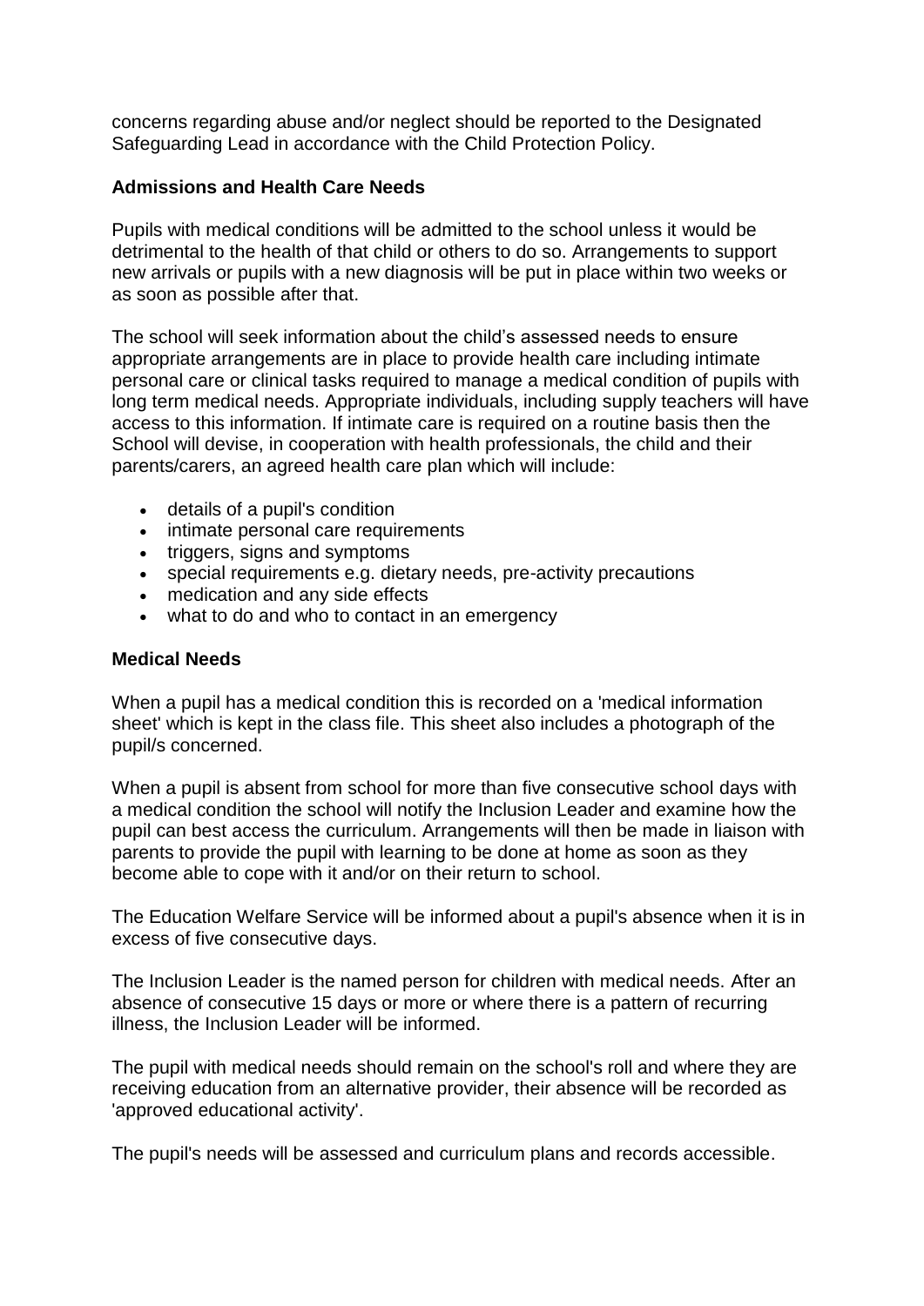concerns regarding abuse and/or neglect should be reported to the Designated Safeguarding Lead in accordance with the Child Protection Policy.

**Admissions and Health Care Needs**

Pupils with medical conditions will be admitted to the school unless it would be detrimental to the health of that child or others to do so. Arrangements to support new arrivals or pupils with a new diagnosis will be put in place within two weeks or as soon as possible after that.

The school will seek information about the child's assessed needs to ensure appropriate arrangements are in place to provide health care including intimate personal care or clinical tasks required to manage a medical condition of pupils with long term medical needs. Appropriate individuals, including supply teachers will have access to this information. If intimate care is required on a routine basis then the School will devise, in cooperation with health professionals, the child and their parents/carers, an agreed health care plan which will include:

- details of a pupil's condition
- intimate personal care requirements
- triggers, signs and symptoms
- special requirements e.g. dietary needs, pre-activity precautions
- medication and any side effects
- what to do and who to contact in an emergency

**Medical Needs**

When a pupil has a medical condition this is recorded on a 'medical information sheet' which is kept in the class file. This sheet also includes a photograph of the pupil/s concerned.

When a pupil is absent from school for more than five consecutive school days with a medical condition the school will notify the Inclusion Leader and examine how the pupil can best access the curriculum. Arrangements will then be made in liaison with parents to provide the pupil with learning to be done at home as soon as they become able to cope with it and/or on their return to school.

The Education Welfare Service will be informed about a pupil's absence when it is in excess of five consecutive days.

The Inclusion Leader is the named person for children with medical needs. After an absence of consecutive 15 days or more or where there is a pattern of recurring illness, the Inclusion Leader will be informed.

The pupil with medical needs should remain on the school's roll and where they are receiving education from an alternative provider, their absence will be recorded as 'approved educational activity'.

The pupil's needs will be assessed and curriculum plans and records accessible.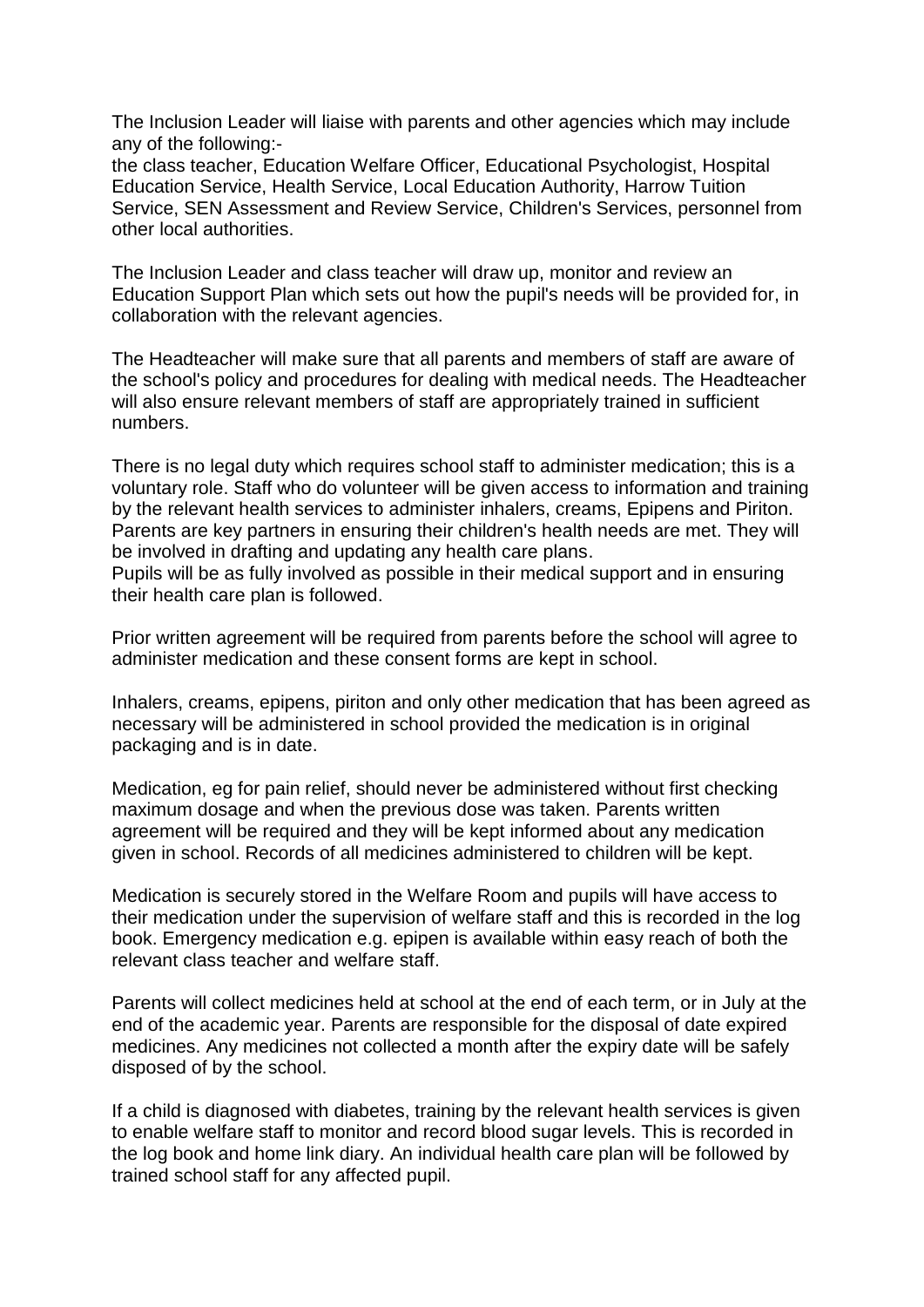The Inclusion Leader will liaise with parents and other agencies which may include any of the following:-
the class teacher, Education Welfare Officer, Educational Psychologist, Hospital Education Service, Health Service, Local Education Authority, Harrow Tuition Service, SEN Assessment and Review Service, Children's Services, personnel from other local authorities.

The Inclusion Leader and class teacher will draw up, monitor and review an Education Support Plan which sets out how the pupil's needs will be provided for, in collaboration with the relevant agencies.

The Headteacher will make sure that all parents and members of staff are aware of the school's policy and procedures for dealing with medical needs. The Headteacher will also ensure relevant members of staff are appropriately trained in sufficient numbers.

There is no legal duty which requires school staff to administer medication; this is a voluntary role. Staff who do volunteer will be given access to information and training by the relevant health services to administer inhalers, creams, Epipens and Piriton. Parents are key partners in ensuring their children's health needs are met. They will be involved in drafting and updating any health care plans.
Pupils will be as fully involved as possible in their medical support and in ensuring their health care plan is followed.

Prior written agreement will be required from parents before the school will agree to administer medication and these consent forms are kept in school.

Inhalers, creams, epipens, piriton and only other medication that has been agreed as necessary will be administered in school provided the medication is in original packaging and is in date.

Medication, eg for pain relief, should never be administered without first checking maximum dosage and when the previous dose was taken. Parents written agreement will be required and they will be kept informed about any medication given in school. Records of all medicines administered to children will be kept.

Medication is securely stored in the Welfare Room and pupils will have access to their medication under the supervision of welfare staff and this is recorded in the log book. Emergency medication e.g. epipen is available within easy reach of both the relevant class teacher and welfare staff.

Parents will collect medicines held at school at the end of each term, or in July at the end of the academic year. Parents are responsible for the disposal of date expired medicines. Any medicines not collected a month after the expiry date will be safely disposed of by the school.

If a child is diagnosed with diabetes, training by the relevant health services is given to enable welfare staff to monitor and record blood sugar levels. This is recorded in the log book and home link diary. An individual health care plan will be followed by trained school staff for any affected pupil.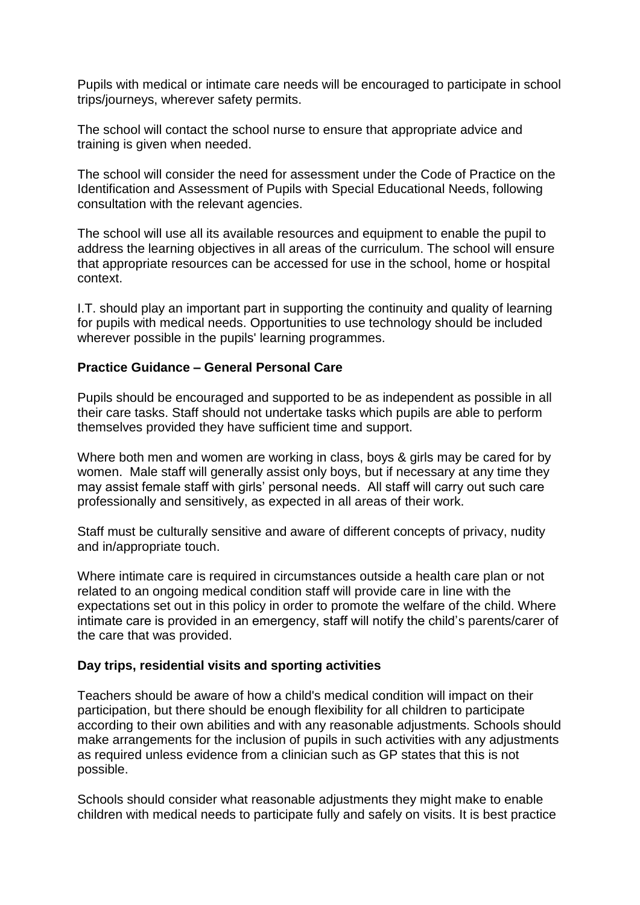Pupils with medical or intimate care needs will be encouraged to participate in school trips/journeys, wherever safety permits.

The school will contact the school nurse to ensure that appropriate advice and training is given when needed.

The school will consider the need for assessment under the Code of Practice on the Identification and Assessment of Pupils with Special Educational Needs, following consultation with the relevant agencies.

The school will use all its available resources and equipment to enable the pupil to address the learning objectives in all areas of the curriculum. The school will ensure that appropriate resources can be accessed for use in the school, home or hospital context.

I.T. should play an important part in supporting the continuity and quality of learning for pupils with medical needs. Opportunities to use technology should be included wherever possible in the pupils' learning programmes.

**Practice Guidance – General Personal Care**

Pupils should be encouraged and supported to be as independent as possible in all their care tasks. Staff should not undertake tasks which pupils are able to perform themselves provided they have sufficient time and support.

Where both men and women are working in class, boys & girls may be cared for by women. Male staff will generally assist only boys, but if necessary at any time they may assist female staff with girls' personal needs. All staff will carry out such care professionally and sensitively, as expected in all areas of their work.

Staff must be culturally sensitive and aware of different concepts of privacy, nudity and in/appropriate touch.

Where intimate care is required in circumstances outside a health care plan or not related to an ongoing medical condition staff will provide care in line with the expectations set out in this policy in order to promote the welfare of the child. Where intimate care is provided in an emergency, staff will notify the child's parents/carer of the care that was provided.

**Day trips, residential visits and sporting activities**

Teachers should be aware of how a child's medical condition will impact on their participation, but there should be enough flexibility for all children to participate according to their own abilities and with any reasonable adjustments. Schools should make arrangements for the inclusion of pupils in such activities with any adjustments as required unless evidence from a clinician such as GP states that this is not possible.

Schools should consider what reasonable adjustments they might make to enable children with medical needs to participate fully and safely on visits. It is best practice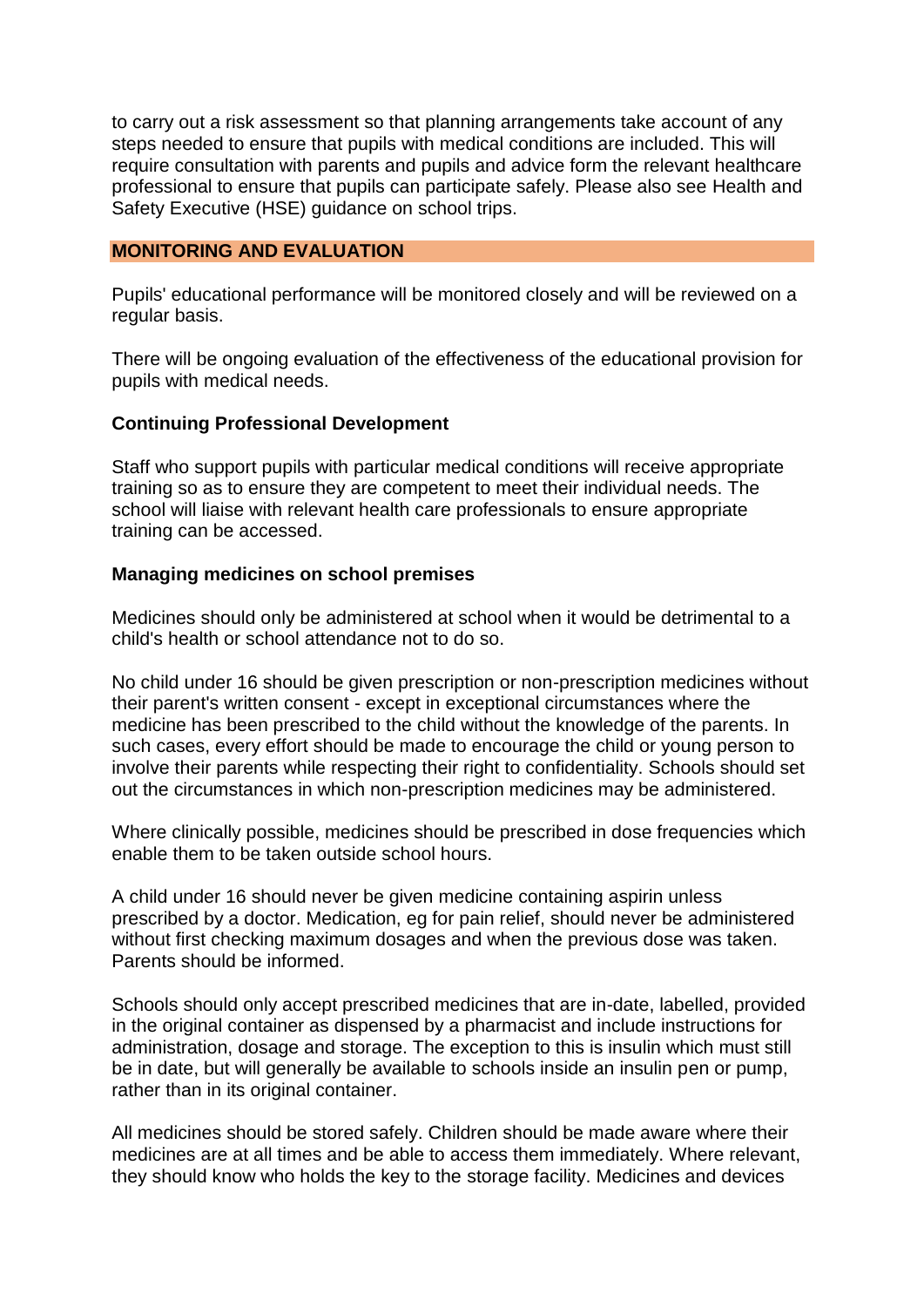to carry out a risk assessment so that planning arrangements take account of any steps needed to ensure that pupils with medical conditions are included. This will require consultation with parents and pupils and advice form the relevant healthcare professional to ensure that pupils can participate safely. Please also see Health and Safety Executive (HSE) guidance on school trips.

## MONITORING AND EVALUATION

Pupils' educational performance will be monitored closely and will be reviewed on a regular basis.

There will be ongoing evaluation of the effectiveness of the educational provision for pupils with medical needs.

### Continuing Professional Development

Staff who support pupils with particular medical conditions will receive appropriate training so as to ensure they are competent to meet their individual needs. The school will liaise with relevant health care professionals to ensure appropriate training can be accessed.

### Managing medicines on school premises

Medicines should only be administered at school when it would be detrimental to a child's health or school attendance not to do so.

No child under 16 should be given prescription or non-prescription medicines without their parent's written consent - except in exceptional circumstances where the medicine has been prescribed to the child without the knowledge of the parents. In such cases, every effort should be made to encourage the child or young person to involve their parents while respecting their right to confidentiality. Schools should set out the circumstances in which non-prescription medicines may be administered.

Where clinically possible, medicines should be prescribed in dose frequencies which enable them to be taken outside school hours.

A child under 16 should never be given medicine containing aspirin unless prescribed by a doctor. Medication, eg for pain relief, should never be administered without first checking maximum dosages and when the previous dose was taken. Parents should be informed.

Schools should only accept prescribed medicines that are in-date, labelled, provided in the original container as dispensed by a pharmacist and include instructions for administration, dosage and storage. The exception to this is insulin which must still be in date, but will generally be available to schools inside an insulin pen or pump, rather than in its original container.

All medicines should be stored safely. Children should be made aware where their medicines are at all times and be able to access them immediately. Where relevant, they should know who holds the key to the storage facility. Medicines and devices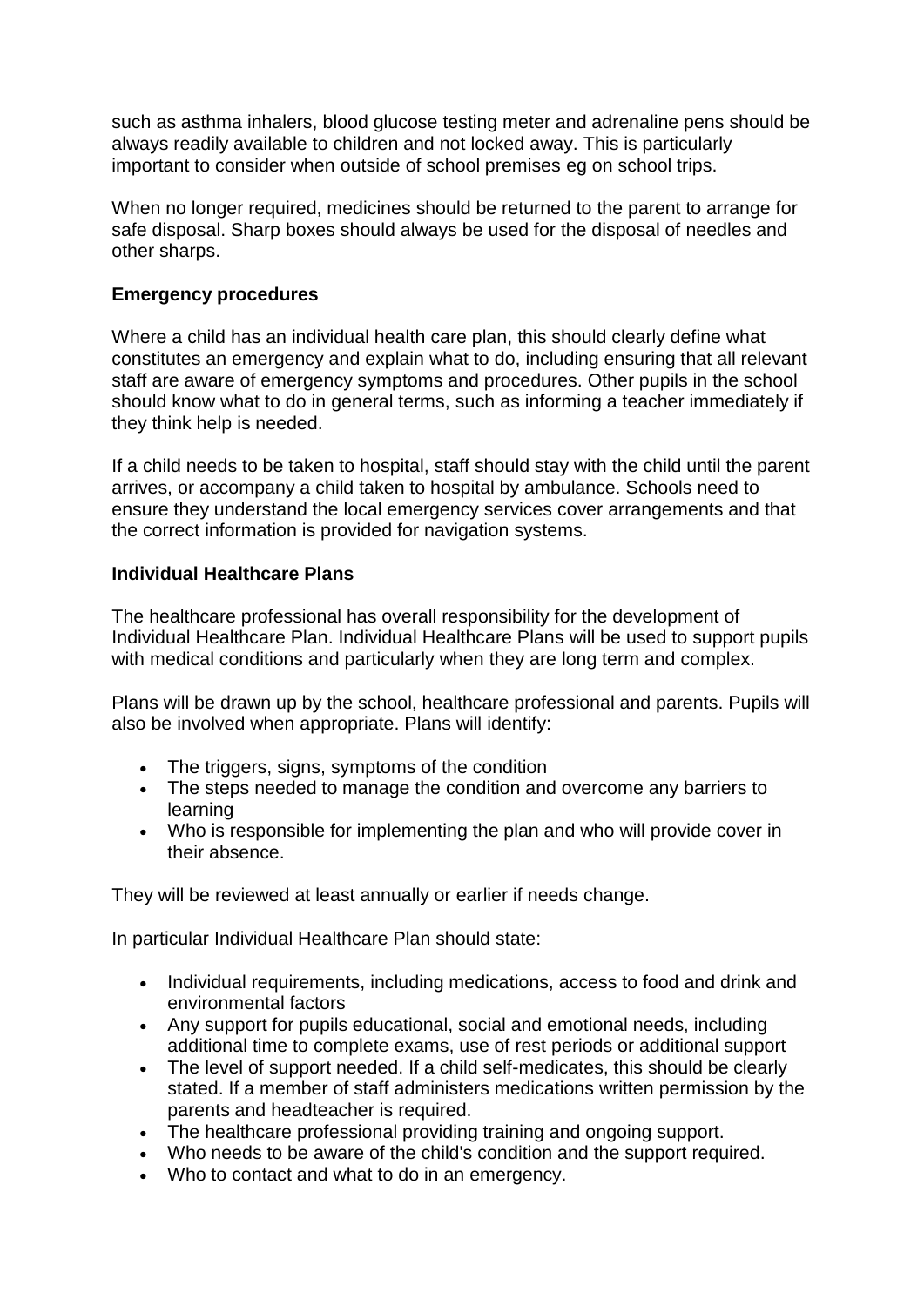such as asthma inhalers, blood glucose testing meter and adrenaline pens should be always readily available to children and not locked away. This is particularly important to consider when outside of school premises eg on school trips.

When no longer required, medicines should be returned to the parent to arrange for safe disposal. Sharp boxes should always be used for the disposal of needles and other sharps.

**Emergency procedures**

Where a child has an individual health care plan, this should clearly define what constitutes an emergency and explain what to do, including ensuring that all relevant staff are aware of emergency symptoms and procedures. Other pupils in the school should know what to do in general terms, such as informing a teacher immediately if they think help is needed.

If a child needs to be taken to hospital, staff should stay with the child until the parent arrives, or accompany a child taken to hospital by ambulance. Schools need to ensure they understand the local emergency services cover arrangements and that the correct information is provided for navigation systems.

**Individual Healthcare Plans**

The healthcare professional has overall responsibility for the development of Individual Healthcare Plan. Individual Healthcare Plans will be used to support pupils with medical conditions and particularly when they are long term and complex.

Plans will be drawn up by the school, healthcare professional and parents. Pupils will also be involved when appropriate. Plans will identify:

- The triggers, signs, symptoms of the condition
- The steps needed to manage the condition and overcome any barriers to learning
- Who is responsible for implementing the plan and who will provide cover in their absence.

They will be reviewed at least annually or earlier if needs change.

In particular Individual Healthcare Plan should state:

- Individual requirements, including medications, access to food and drink and environmental factors
- Any support for pupils educational, social and emotional needs, including additional time to complete exams, use of rest periods or additional support
- The level of support needed. If a child self-medicates, this should be clearly stated. If a member of staff administers medications written permission by the parents and headteacher is required.
- The healthcare professional providing training and ongoing support.
- Who needs to be aware of the child's condition and the support required.
- Who to contact and what to do in an emergency.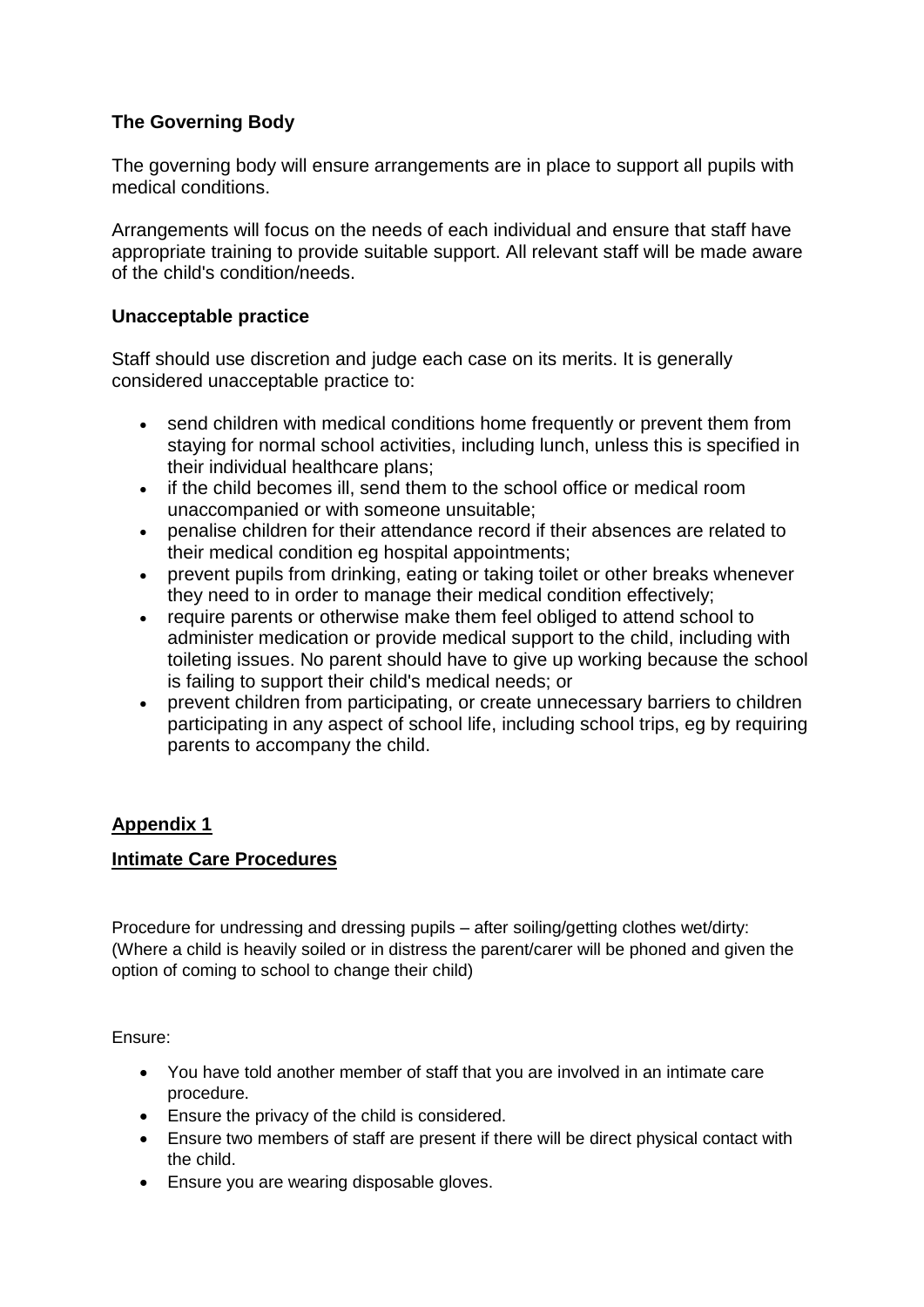### The Governing Body

The governing body will ensure arrangements are in place to support all pupils with medical conditions.

Arrangements will focus on the needs of each individual and ensure that staff have appropriate training to provide suitable support. All relevant staff will be made aware of the child's condition/needs.

### Unacceptable practice

Staff should use discretion and judge each case on its merits. It is generally considered unacceptable practice to:

- send children with medical conditions home frequently or prevent them from staying for normal school activities, including lunch, unless this is specified in their individual healthcare plans;
- if the child becomes ill, send them to the school office or medical room unaccompanied or with someone unsuitable;
- penalise children for their attendance record if their absences are related to their medical condition eg hospital appointments;
- prevent pupils from drinking, eating or taking toilet or other breaks whenever they need to in order to manage their medical condition effectively;
- require parents or otherwise make them feel obliged to attend school to administer medication or provide medical support to the child, including with toileting issues. No parent should have to give up working because the school is failing to support their child's medical needs; or
- prevent children from participating, or create unnecessary barriers to children participating in any aspect of school life, including school trips, eg by requiring parents to accompany the child.

## Appendix 1

### Intimate Care Procedures

Procedure for undressing and dressing pupils – after soiling/getting clothes wet/dirty:
(Where a child is heavily soiled or in distress the parent/carer will be phoned and given the option of coming to school to change their child)

Ensure:

- You have told another member of staff that you are involved in an intimate care procedure.
- Ensure the privacy of the child is considered.
- Ensure two members of staff are present if there will be direct physical contact with the child.
- Ensure you are wearing disposable gloves.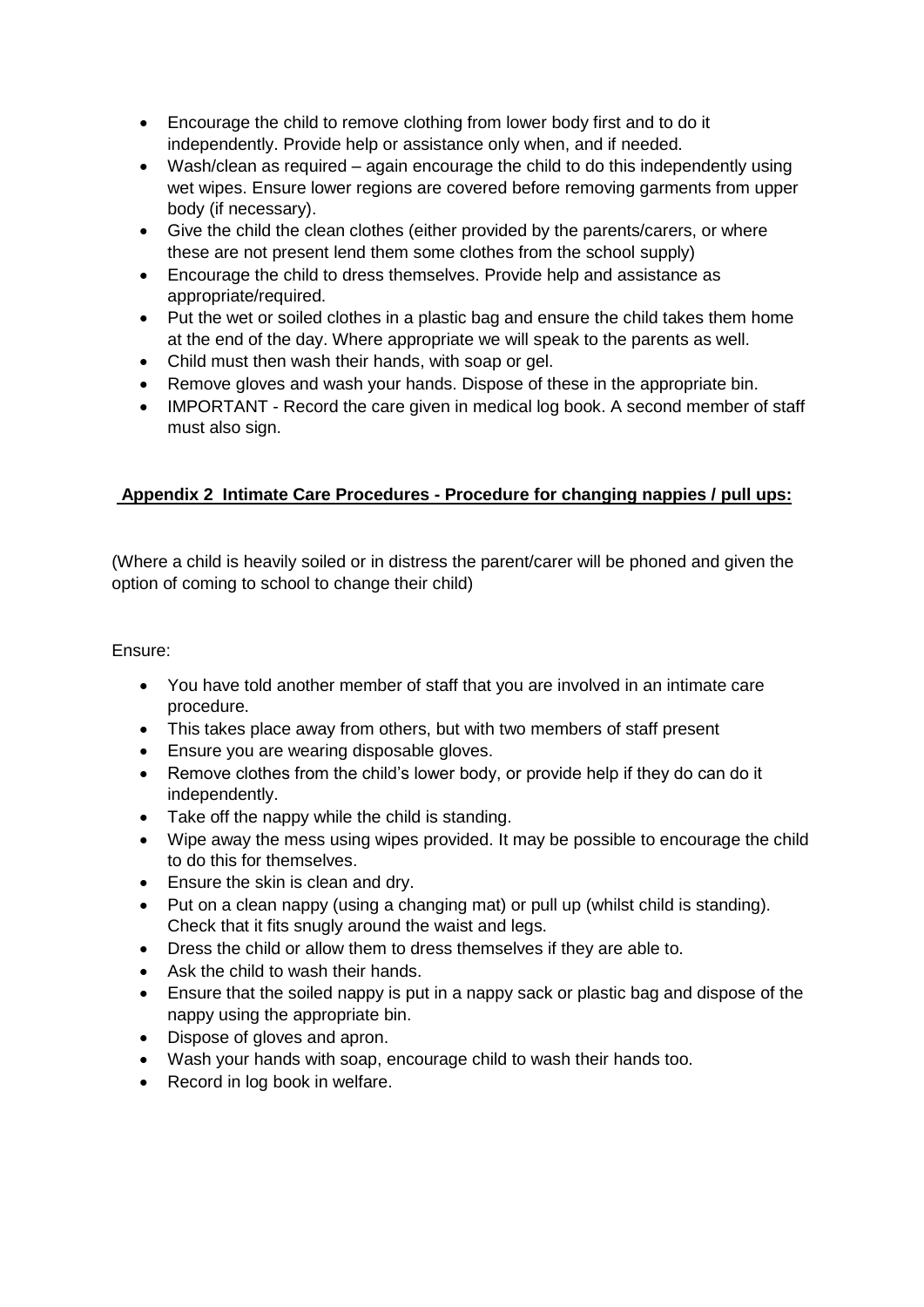- Encourage the child to remove clothing from lower body first and to do it independently. Provide help or assistance only when, and if needed.
- Wash/clean as required – again encourage the child to do this independently using wet wipes. Ensure lower regions are covered before removing garments from upper body (if necessary).
- Give the child the clean clothes (either provided by the parents/carers, or where these are not present lend them some clothes from the school supply)
- Encourage the child to dress themselves. Provide help and assistance as appropriate/required.
- Put the wet or soiled clothes in a plastic bag and ensure the child takes them home at the end of the day. Where appropriate we will speak to the parents as well.
- Child must then wash their hands, with soap or gel.
- Remove gloves and wash your hands. Dispose of these in the appropriate bin.
- IMPORTANT - Record the care given in medical log book. A second member of staff must also sign.

## Appendix 2 Intimate Care Procedures - Procedure for changing nappies / pull ups:

(Where a child is heavily soiled or in distress the parent/carer will be phoned and given the option of coming to school to change their child)

Ensure:

- You have told another member of staff that you are involved in an intimate care procedure.
- This takes place away from others, but with two members of staff present
- Ensure you are wearing disposable gloves.
- Remove clothes from the child's lower body, or provide help if they do can do it independently.
- Take off the nappy while the child is standing.
- Wipe away the mess using wipes provided. It may be possible to encourage the child to do this for themselves.
- Ensure the skin is clean and dry.
- Put on a clean nappy (using a changing mat) or pull up (whilst child is standing). Check that it fits snugly around the waist and legs.
- Dress the child or allow them to dress themselves if they are able to.
- Ask the child to wash their hands.
- Ensure that the soiled nappy is put in a nappy sack or plastic bag and dispose of the nappy using the appropriate bin.
- Dispose of gloves and apron.
- Wash your hands with soap, encourage child to wash their hands too.
- Record in log book in welfare.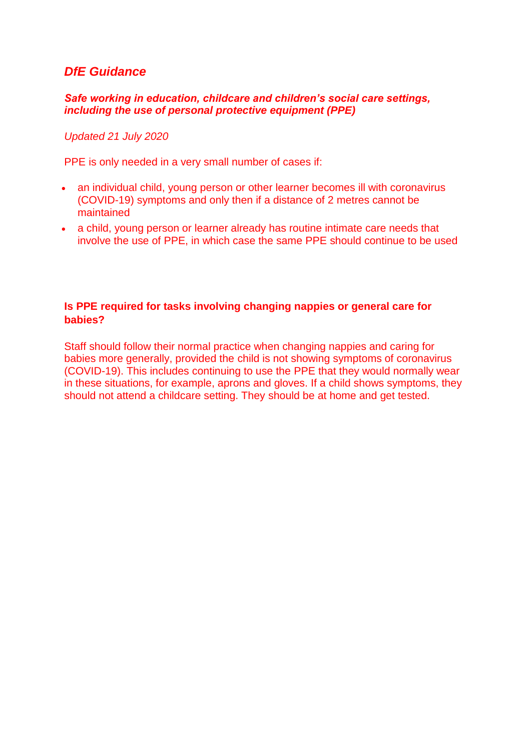## *DfE Guidance*

***Safe working in education, childcare and children's social care settings, including the use of personal protective equipment (PPE)***

*Updated 21 July 2020*

PPE is only needed in a very small number of cases if:

- an individual child, young person or other learner becomes ill with coronavirus (COVID-19) symptoms and only then if a distance of 2 metres cannot be maintained
- a child, young person or learner already has routine intimate care needs that involve the use of PPE, in which case the same PPE should continue to be used

**Is PPE required for tasks involving changing nappies or general care for babies?**

Staff should follow their normal practice when changing nappies and caring for babies more generally, provided the child is not showing symptoms of coronavirus (COVID-19). This includes continuing to use the PPE that they would normally wear in these situations, for example, aprons and gloves. If a child shows symptoms, they should not attend a childcare setting. They should be at home and get tested.